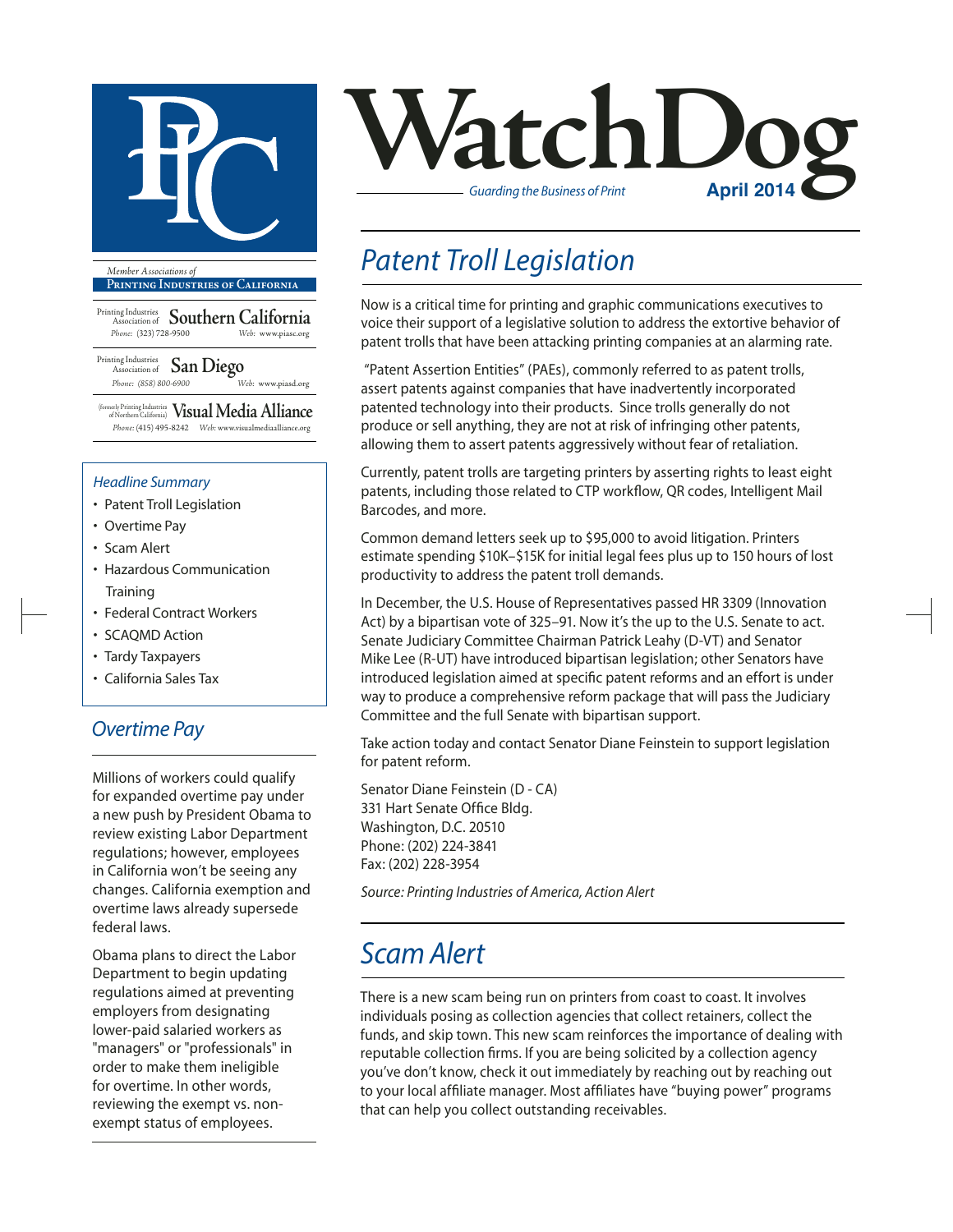# WatchDog

*Guarding the Business of Print*

**April 2014**

*Member Associations of*
**Printing Industries of California**

Printing Industries Association of **Southern California**
*Phone:* (323) 728-9500 *Web:* www.piasc.org

Printing Industries Association of **San Diego**
*Phone:* (858) 800-6900 *Web:* www.piasd.org

(formerly Printing Industries of Northern California) **Visual Media Alliance**
*Phone:* (415) 495-8242 *Web:* www.visualmediaalliance.org

*Headline Summary*

- Patent Troll Legislation
- Overtime Pay
- Scam Alert
- Hazardous Communication Training
- Federal Contract Workers
- SCAQMD Action
- Tardy Taxpayers
- California Sales Tax

## Patent Troll Legislation

Now is a critical time for printing and graphic communications executives to voice their support of a legislative solution to address the extortive behavior of patent trolls that have been attacking printing companies at an alarming rate.

"Patent Assertion Entities" (PAEs), commonly referred to as patent trolls, assert patents against companies that have inadvertently incorporated patented technology into their products. Since trolls generally do not produce or sell anything, they are not at risk of infringing other patents, allowing them to assert patents aggressively without fear of retaliation.

Currently, patent trolls are targeting printers by asserting rights to least eight patents, including those related to CTP workflow, QR codes, Intelligent Mail Barcodes, and more.

Common demand letters seek up to $95,000 to avoid litigation. Printers estimate spending $10K–$15K for initial legal fees plus up to 150 hours of lost productivity to address the patent troll demands.

In December, the U.S. House of Representatives passed HR 3309 (Innovation Act) by a bipartisan vote of 325–91. Now it's the up to the U.S. Senate to act. Senate Judiciary Committee Chairman Patrick Leahy (D-VT) and Senator Mike Lee (R-UT) have introduced bipartisan legislation; other Senators have introduced legislation aimed at specific patent reforms and an effort is under way to produce a comprehensive reform package that will pass the Judiciary Committee and the full Senate with bipartisan support.

Take action today and contact Senator Diane Feinstein to support legislation for patent reform.

Senator Diane Feinstein (D - CA)
331 Hart Senate Office Bldg.
Washington, D.C. 20510
Phone: (202) 224-3841
Fax: (202) 228-3954

*Source: Printing Industries of America, Action Alert*

## Overtime Pay

Millions of workers could qualify for expanded overtime pay under a new push by President Obama to review existing Labor Department regulations; however, employees in California won't be seeing any changes. California exemption and overtime laws already supersede federal laws.

Obama plans to direct the Labor Department to begin updating regulations aimed at preventing employers from designating lower-paid salaried workers as "managers" or "professionals" in order to make them ineligible for overtime. In other words, reviewing the exempt vs. non-exempt status of employees.

## Scam Alert

There is a new scam being run on printers from coast to coast. It involves individuals posing as collection agencies that collect retainers, collect the funds, and skip town. This new scam reinforces the importance of dealing with reputable collection firms. If you are being solicited by a collection agency you've don't know, check it out immediately by reaching out by reaching out to your local affiliate manager. Most affiliates have "buying power" programs that can help you collect outstanding receivables.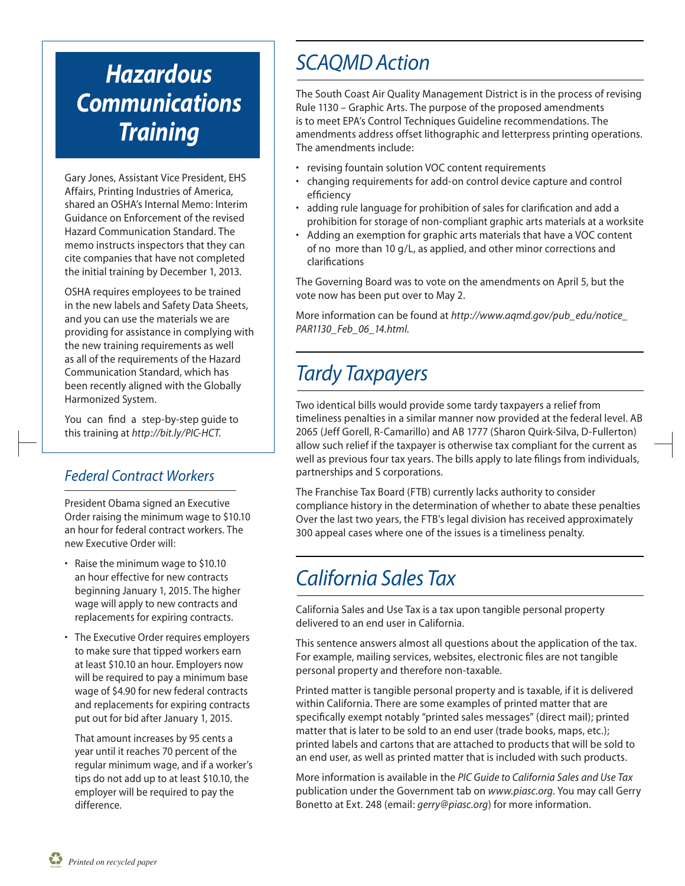# Hazardous Communications Training

Gary Jones, Assistant Vice President, EHS Affairs, Printing Industries of America, shared an OSHA's Internal Memo: Interim Guidance on Enforcement of the revised Hazard Communication Standard. The memo instructs inspectors that they can cite companies that have not completed the initial training by December 1, 2013.

OSHA requires employees to be trained in the new labels and Safety Data Sheets, and you can use the materials we are providing for assistance in complying with the new training requirements as well as all of the requirements of the Hazard Communication Standard, which has been recently aligned with the Globally Harmonized System.

You can find a step-by-step guide to this training at *http://bit.ly/PIC-HCT.*

## Federal Contract Workers

President Obama signed an Executive Order raising the minimum wage to $10.10 an hour for federal contract workers. The new Executive Order will:

- Raise the minimum wage to $10.10 an hour effective for new contracts beginning January 1, 2015. The higher wage will apply to new contracts and replacements for expiring contracts.
- The Executive Order requires employers to make sure that tipped workers earn at least $10.10 an hour. Employers now will be required to pay a minimum base wage of $4.90 for new federal contracts and replacements for expiring contracts put out for bid after January 1, 2015.

  That amount increases by 95 cents a year until it reaches 70 percent of the regular minimum wage, and if a worker's tips do not add up to at least $10.10, the employer will be required to pay the difference.

## SCAQMD Action

The South Coast Air Quality Management District is in the process of revising Rule 1130 – Graphic Arts. The purpose of the proposed amendments is to meet EPA's Control Techniques Guideline recommendations. The amendments address offset lithographic and letterpress printing operations. The amendments include:

- revising fountain solution VOC content requirements
- changing requirements for add-on control device capture and control efficiency
- adding rule language for prohibition of sales for clarification and add a prohibition for storage of non-compliant graphic arts materials at a worksite
- Adding an exemption for graphic arts materials that have a VOC content of no more than 10 g/L, as applied, and other minor corrections and clarifications

The Governing Board was to vote on the amendments on April 5, but the vote now has been put over to May 2.

More information can be found at *http://www.aqmd.gov/pub_edu/notice_PAR1130_Feb_06_14.html.*

## Tardy Taxpayers

Two identical bills would provide some tardy taxpayers a relief from timeliness penalties in a similar manner now provided at the federal level. AB 2065 (Jeff Gorell, R-Camarillo) and AB 1777 (Sharon Quirk-Silva, D-Fullerton) allow such relief if the taxpayer is otherwise tax compliant for the current as well as previous four tax years. The bills apply to late filings from individuals, partnerships and S corporations.

The Franchise Tax Board (FTB) currently lacks authority to consider compliance history in the determination of whether to abate these penalties Over the last two years, the FTB's legal division has received approximately 300 appeal cases where one of the issues is a timeliness penalty.

## California Sales Tax

California Sales and Use Tax is a tax upon tangible personal property delivered to an end user in California.

This sentence answers almost all questions about the application of the tax. For example, mailing services, websites, electronic files are not tangible personal property and therefore non-taxable.

Printed matter is tangible personal property and is taxable, if it is delivered within California. There are some examples of printed matter that are specifically exempt notably "printed sales messages" (direct mail); printed matter that is later to be sold to an end user (trade books, maps, etc.); printed labels and cartons that are attached to products that will be sold to an end user, as well as printed matter that is included with such products.

More information is available in the *PIC Guide to California Sales and Use Tax* publication under the Government tab on *www.piasc.org*. You may call Gerry Bonetto at Ext. 248 (email: *gerry@piasc.org*) for more information.

*Printed on recycled paper*